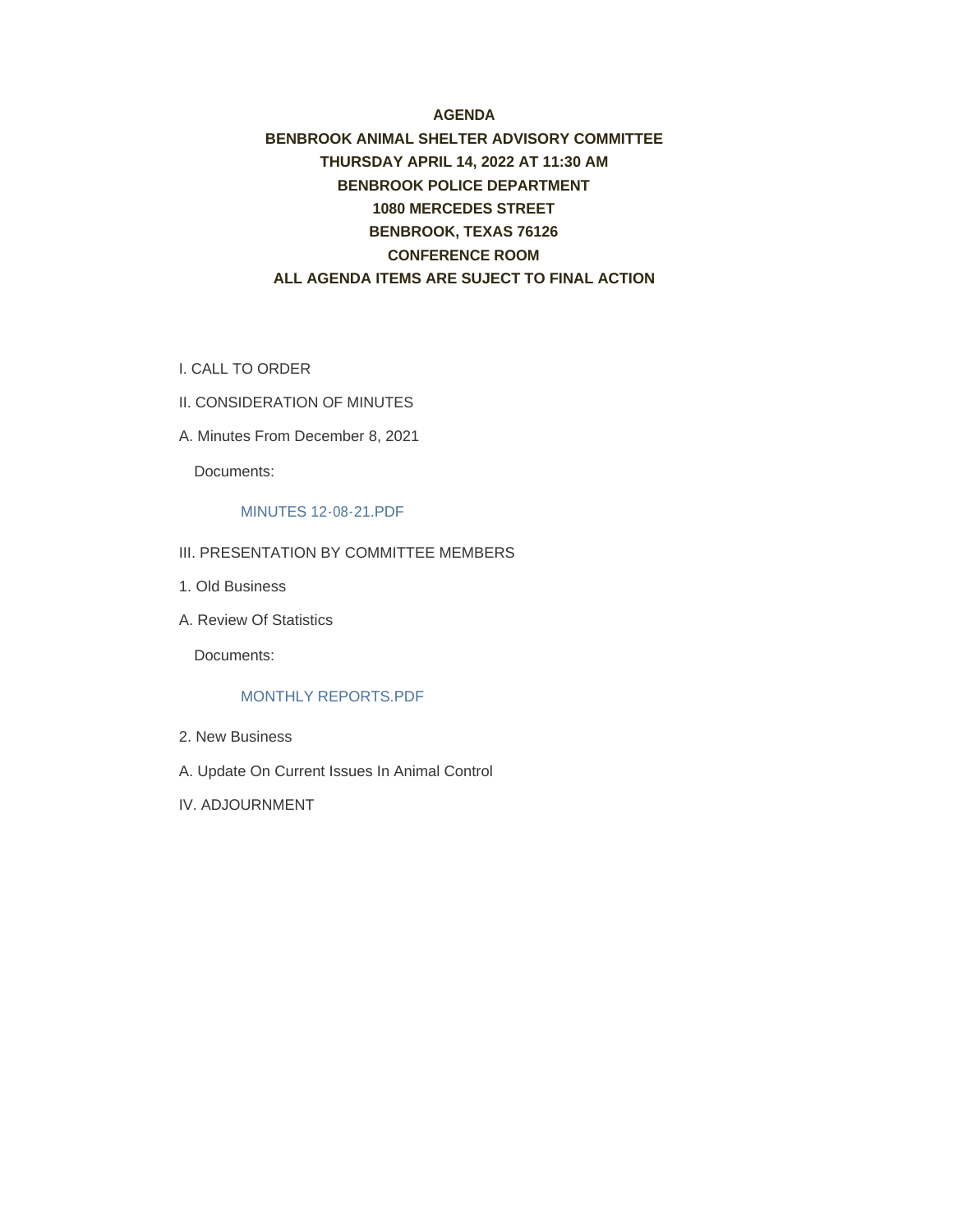**AGENDA**

**BENBROOK ANIMAL SHELTER ADVISORY COMMITTEE**

**THURSDAY APRIL 14, 2022 AT 11:30 AM**

**BENBROOK POLICE DEPARTMENT**

**1080 MERCEDES STREET**

**BENBROOK, TEXAS 76126**

**CONFERENCE ROOM**

**ALL AGENDA ITEMS ARE SUJECT TO FINAL ACTION**

I. CALL TO ORDER

II. CONSIDERATION OF MINUTES

A. Minutes From December 8, 2021

Documents:

MINUTES 12-08-21.PDF

III. PRESENTATION BY COMMITTEE MEMBERS

1. Old Business

A. Review Of Statistics

Documents:

MONTHLY REPORTS.PDF

2. New Business

A. Update On Current Issues In Animal Control

IV. ADJOURNMENT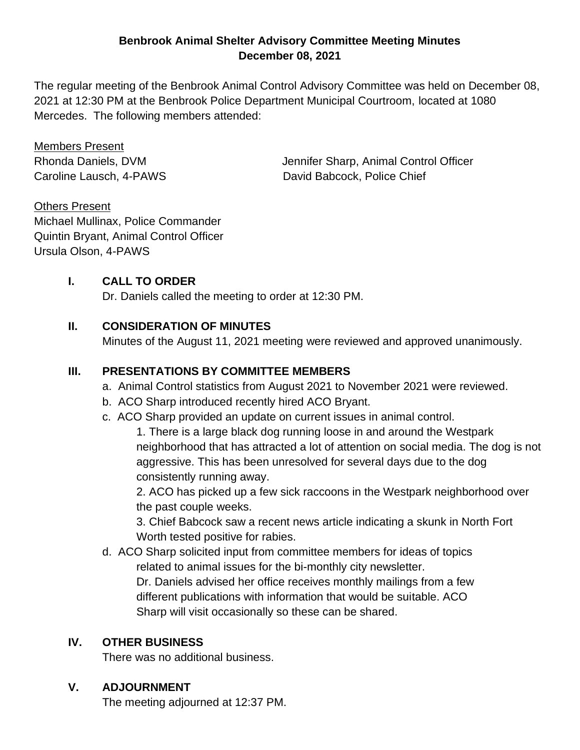**Benbrook Animal Shelter Advisory Committee Meeting Minutes**
**December 08, 2021**

The regular meeting of the Benbrook Animal Control Advisory Committee was held on December 08, 2021 at 12:30 PM at the Benbrook Police Department Municipal Courtroom, located at 1080 Mercedes. The following members attended:

Members Present
Rhonda Daniels, DVM
Jennifer Sharp, Animal Control Officer
Caroline Lausch, 4-PAWS
David Babcock, Police Chief

Others Present
Michael Mullinax, Police Commander
Quintin Bryant, Animal Control Officer
Ursula Olson, 4-PAWS

**I. CALL TO ORDER**
Dr. Daniels called the meeting to order at 12:30 PM.

**II. CONSIDERATION OF MINUTES**
Minutes of the August 11, 2021 meeting were reviewed and approved unanimously.

**III. PRESENTATIONS BY COMMITTEE MEMBERS**

a. Animal Control statistics from August 2021 to November 2021 were reviewed.

b. ACO Sharp introduced recently hired ACO Bryant.

c. ACO Sharp provided an update on current issues in animal control.

1. There is a large black dog running loose in and around the Westpark neighborhood that has attracted a lot of attention on social media. The dog is not aggressive. This has been unresolved for several days due to the dog consistently running away.

2. ACO has picked up a few sick raccoons in the Westpark neighborhood over the past couple weeks.

3. Chief Babcock saw a recent news article indicating a skunk in North Fort Worth tested positive for rabies.

d. ACO Sharp solicited input from committee members for ideas of topics related to animal issues for the bi-monthly city newsletter. Dr. Daniels advised her office receives monthly mailings from a few different publications with information that would be suitable. ACO Sharp will visit occasionally so these can be shared.

**IV. OTHER BUSINESS**
There was no additional business.

**V. ADJOURNMENT**
The meeting adjourned at 12:37 PM.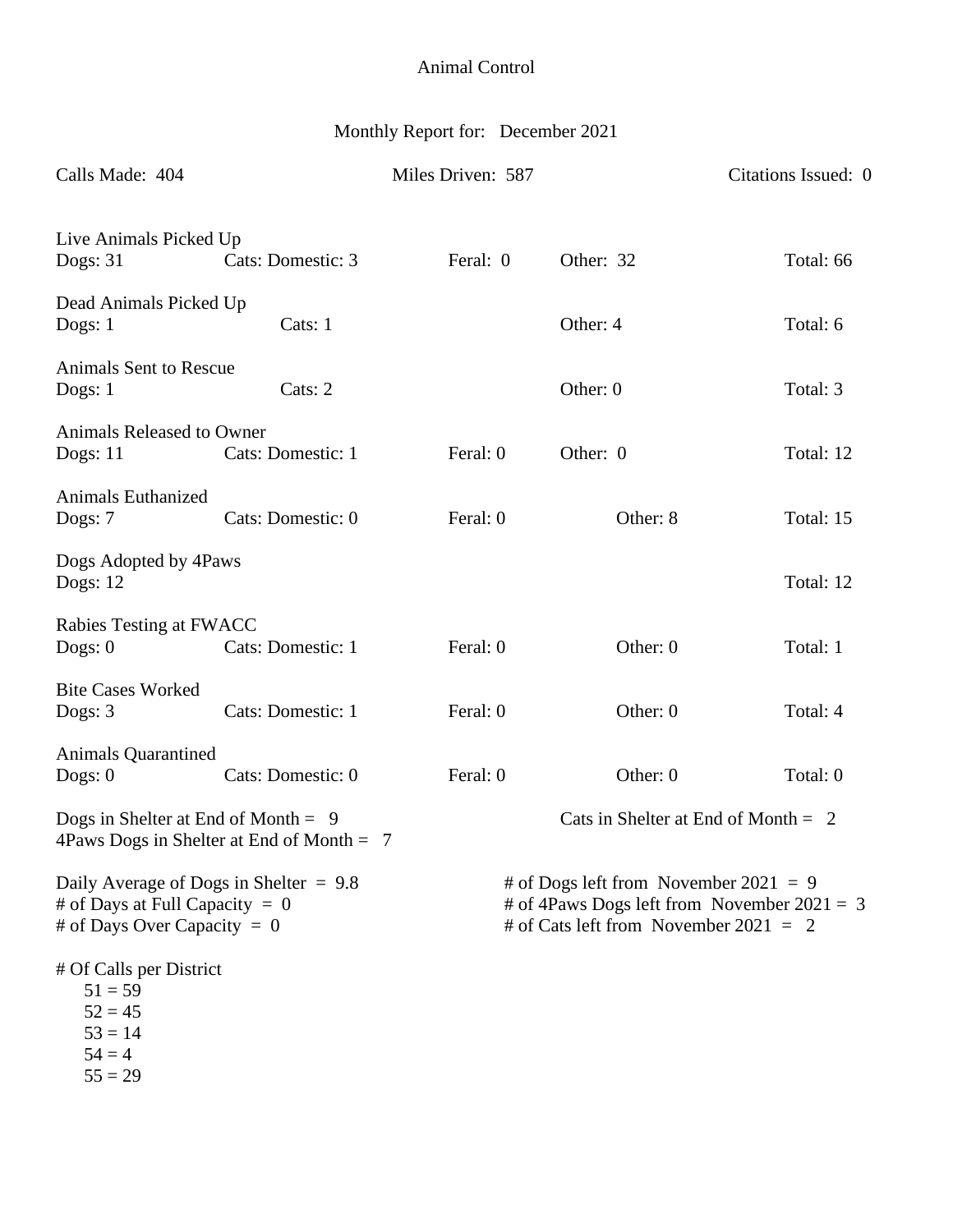# Animal Control

## Monthly Report for: December 2021

Calls Made: 404 | Miles Driven: 587 | Citations Issued: 0

**Live Animals Picked Up**

Dogs: 31 | Cats: Domestic: 3 | Feral: 0 | Other: 32 | Total: 66

**Dead Animals Picked Up**

Dogs: 1 | Cats: 1 | Other: 4 | Total: 6

**Animals Sent to Rescue**

Dogs: 1 | Cats: 2 | Other: 0 | Total: 3

**Animals Released to Owner**

Dogs: 11 | Cats: Domestic: 1 | Feral: 0 | Other: 0 | Total: 12

**Animals Euthanized**

Dogs: 7 | Cats: Domestic: 0 | Feral: 0 | Other: 8 | Total: 15

**Dogs Adopted by 4Paws**

Dogs: 12 | Total: 12

**Rabies Testing at FWACC**

Dogs: 0 | Cats: Domestic: 1 | Feral: 0 | Other: 0 | Total: 1

**Bite Cases Worked**

Dogs: 3 | Cats: Domestic: 1 | Feral: 0 | Other: 0 | Total: 4

**Animals Quarantined**

Dogs: 0 | Cats: Domestic: 0 | Feral: 0 | Other: 0 | Total: 0

Dogs in Shelter at End of Month = 9
4Paws Dogs in Shelter at End of Month = 7

Cats in Shelter at End of Month = 2

Daily Average of Dogs in Shelter = 9.8
# of Days at Full Capacity = 0
# of Days Over Capacity = 0

# of Dogs left from November 2021 = 9
# of 4Paws Dogs left from November 2021 = 3
# of Cats left from November 2021 = 2

# Of Calls per District
- 51 = 59
- 52 = 45
- 53 = 14
- 54 = 4
- 55 = 29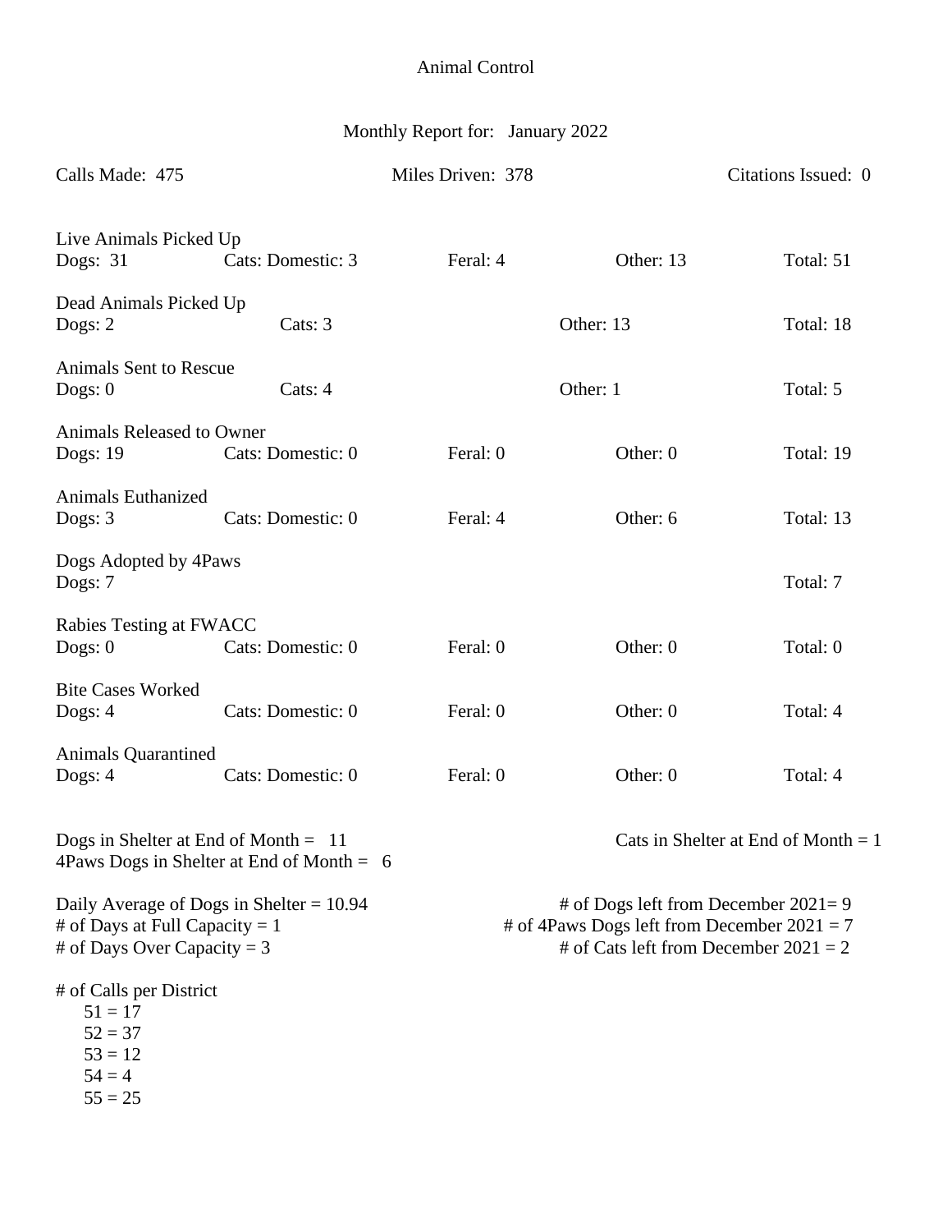# Animal Control

## Monthly Report for: January 2022

Calls Made: 475 | Miles Driven: 378 | Citations Issued: 0

**Live Animals Picked Up**
Dogs: 31 | Cats: Domestic: 3 | Feral: 4 | Other: 13 | Total: 51

**Dead Animals Picked Up**
Dogs: 2 | Cats: 3 | Other: 13 | Total: 18

**Animals Sent to Rescue**
Dogs: 0 | Cats: 4 | Other: 1 | Total: 5

**Animals Released to Owner**
Dogs: 19 | Cats: Domestic: 0 | Feral: 0 | Other: 0 | Total: 19

**Animals Euthanized**
Dogs: 3 | Cats: Domestic: 0 | Feral: 4 | Other: 6 | Total: 13

**Dogs Adopted by 4Paws**
Dogs: 7 | Total: 7

**Rabies Testing at FWACC**
Dogs: 0 | Cats: Domestic: 0 | Feral: 0 | Other: 0 | Total: 0

**Bite Cases Worked**
Dogs: 4 | Cats: Domestic: 0 | Feral: 0 | Other: 0 | Total: 4

**Animals Quarantined**
Dogs: 4 | Cats: Domestic: 0 | Feral: 0 | Other: 0 | Total: 4

Dogs in Shelter at End of Month = 11
4Paws Dogs in Shelter at End of Month = 6

Cats in Shelter at End of Month = 1

Daily Average of Dogs in Shelter = 10.94
# of Days at Full Capacity = 1
# of Days Over Capacity = 3

# of Dogs left from December 2021= 9
# of 4Paws Dogs left from December 2021 = 7
# of Cats left from December 2021 = 2

# of Calls per District
- 51 = 17
- 52 = 37
- 53 = 12
- 54 = 4
- 55 = 25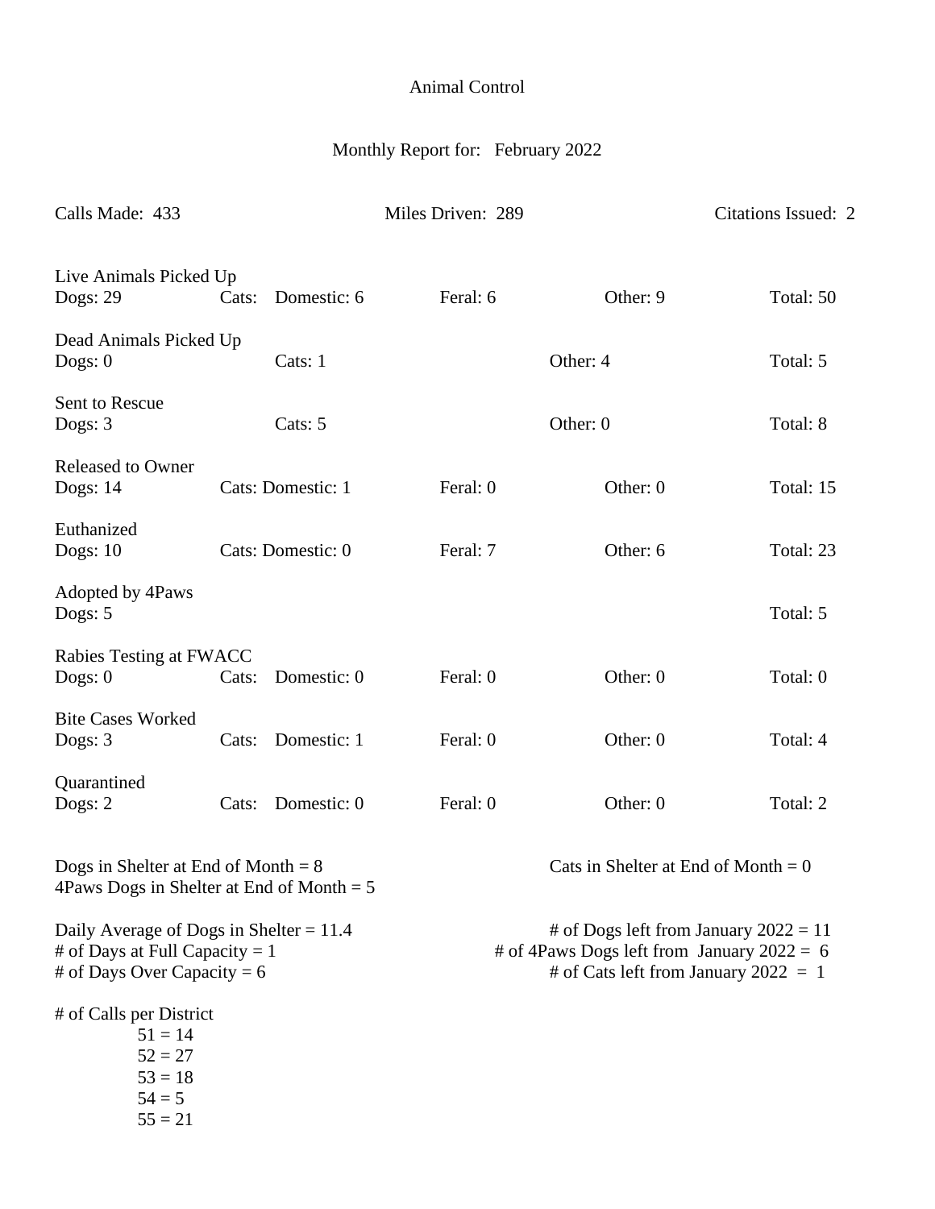# Animal Control

## Monthly Report for: February 2022

Calls Made: 433 | Miles Driven: 289 | Citations Issued: 2

**Live Animals Picked Up**
Dogs: 29 | Cats: Domestic: 6 | Feral: 6 | Other: 9 | Total: 50

**Dead Animals Picked Up**
Dogs: 0 | Cats: 1 | Other: 4 | Total: 5

**Sent to Rescue**
Dogs: 3 | Cats: 5 | Other: 0 | Total: 8

**Released to Owner**
Dogs: 14 | Cats: Domestic: 1 | Feral: 0 | Other: 0 | Total: 15

**Euthanized**
Dogs: 10 | Cats: Domestic: 0 | Feral: 7 | Other: 6 | Total: 23

**Adopted by 4Paws**
Dogs: 5 | Total: 5

**Rabies Testing at FWACC**
Dogs: 0 | Cats: Domestic: 0 | Feral: 0 | Other: 0 | Total: 0

**Bite Cases Worked**
Dogs: 3 | Cats: Domestic: 1 | Feral: 0 | Other: 0 | Total: 4

**Quarantined**
Dogs: 2 | Cats: Domestic: 0 | Feral: 0 | Other: 0 | Total: 2

Dogs in Shelter at End of Month = 8
4Paws Dogs in Shelter at End of Month = 5
Cats in Shelter at End of Month = 0

Daily Average of Dogs in Shelter = 11.4
# of Days at Full Capacity = 1
# of Days Over Capacity = 6

# of Dogs left from January 2022 = 11
# of 4Paws Dogs left from January 2022 = 6
# of Cats left from January 2022 = 1

# of Calls per District
- 51 = 14
- 52 = 27
- 53 = 18
- 54 = 5
- 55 = 21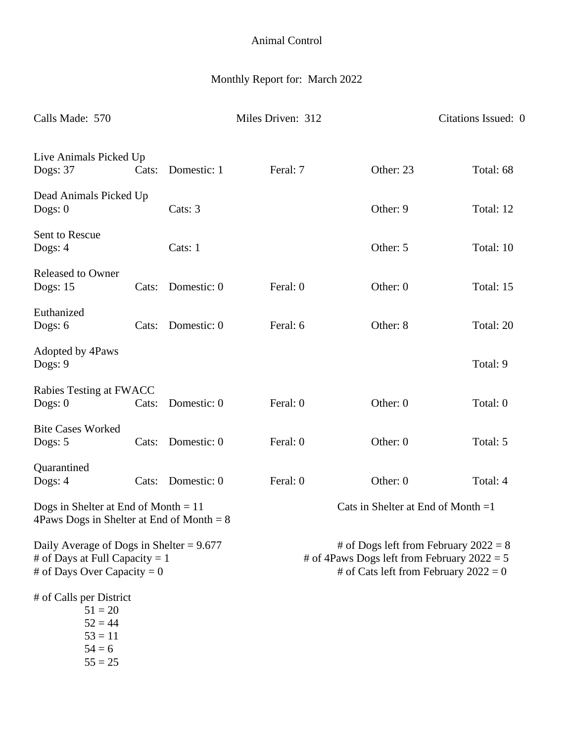# Animal Control

## Monthly Report for: March 2022

Calls Made: 570 | Miles Driven: 312 | Citations Issued: 0

| | | | | | |
|---|---|---|---|---|---|
| **Live Animals Picked Up** | | | | | |
| Dogs: 37 | Cats: | Domestic: 1 | Feral: 7 | Other: 23 | Total: 68 |
| **Dead Animals Picked Up** | | | | | |
| Dogs: 0 | | Cats: 3 | | Other: 9 | Total: 12 |
| **Sent to Rescue** | | | | | |
| Dogs: 4 | | Cats: 1 | | Other: 5 | Total: 10 |
| **Released to Owner** | | | | | |
| Dogs: 15 | Cats: | Domestic: 0 | Feral: 0 | Other: 0 | Total: 15 |
| **Euthanized** | | | | | |
| Dogs: 6 | Cats: | Domestic: 0 | Feral: 6 | Other: 8 | Total: 20 |
| **Adopted by 4Paws** | | | | | |
| Dogs: 9 | | | | | Total: 9 |
| **Rabies Testing at FWACC** | | | | | |
| Dogs: 0 | Cats: | Domestic: 0 | Feral: 0 | Other: 0 | Total: 0 |
| **Bite Cases Worked** | | | | | |
| Dogs: 5 | Cats: | Domestic: 0 | Feral: 0 | Other: 0 | Total: 5 |
| **Quarantined** | | | | | |
| Dogs: 4 | Cats: | Domestic: 0 | Feral: 0 | Other: 0 | Total: 4 |

Dogs in Shelter at End of Month = 11
4Paws Dogs in Shelter at End of Month = 8

Cats in Shelter at End of Month =1

Daily Average of Dogs in Shelter = 9.677
# of Days at Full Capacity = 1
# of Days Over Capacity = 0

# of Dogs left from February 2022 = 8
# of 4Paws Dogs left from February 2022 = 5
# of Cats left from February 2022 = 0

# of Calls per District
- 51 = 20
- 52 = 44
- 53 = 11
- 54 = 6
- 55 = 25